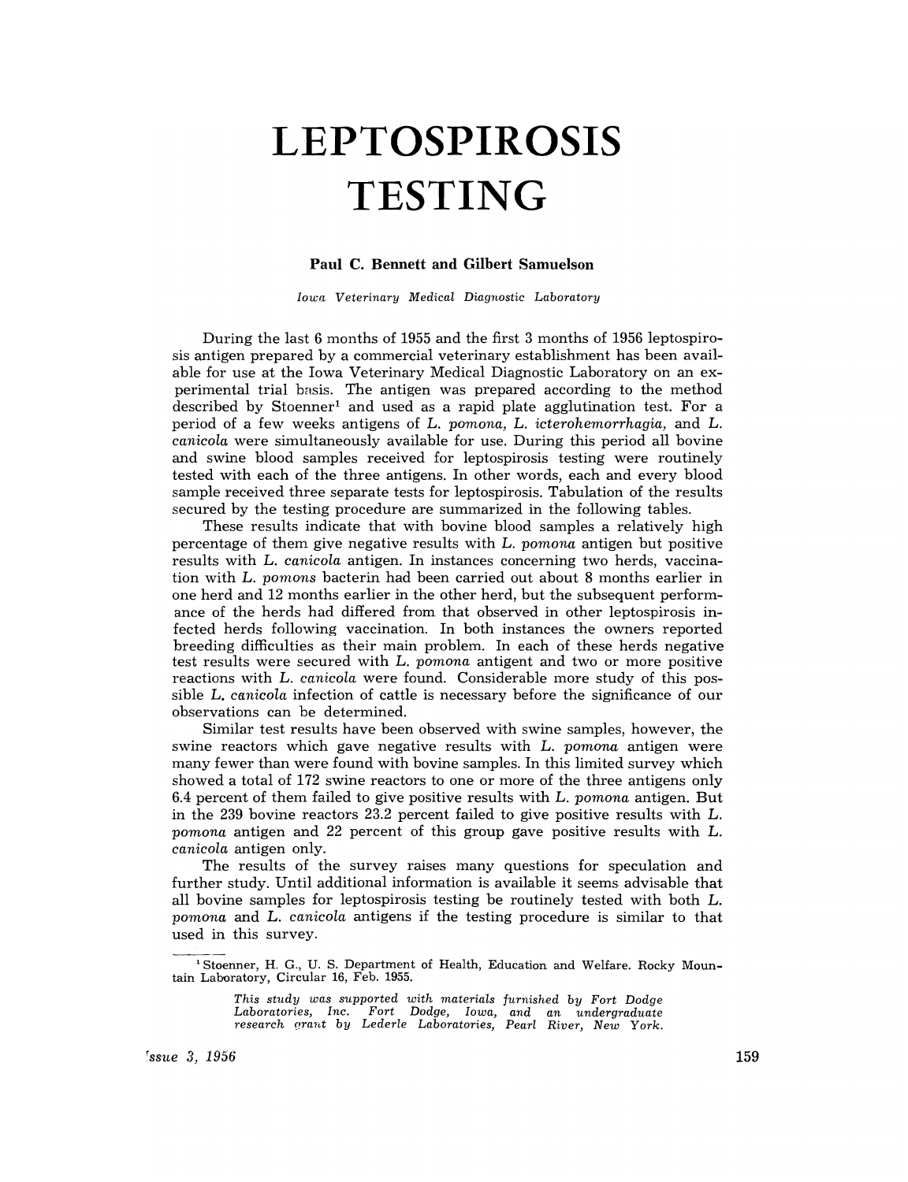# LEPTOSPIROSIS TESTING

**Paul C. Bennett and Gilbert Samuelson**

*Iowa Veterinary Medical Diagnostic Laboratory*

During the last 6 months of 1955 and the first 3 months of 1956 leptospirosis antigen prepared by a commercial veterinary establishment has been available for use at the Iowa Veterinary Medical Diagnostic Laboratory on an experimental trial basis. The antigen was prepared according to the method described by Stoenner[1] and used as a rapid plate agglutination test. For a period of a few weeks antigens of *L. pomona, L. icterohemorrhagia,* and *L. canicola* were simultaneously available for use. During this period all bovine and swine blood samples received for leptospirosis testing were routinely tested with each of the three antigens. In other words, each and every blood sample received three separate tests for leptospirosis. Tabulation of the results secured by the testing procedure are summarized in the following tables.

These results indicate that with bovine blood samples a relatively high percentage of them give negative results with *L. pomona* antigen but positive results with *L. canicola* antigen. In instances concerning two herds, vaccination with *L. pomons* bacterin had been carried out about 8 months earlier in one herd and 12 months earlier in the other herd, but the subsequent performance of the herds had differed from that observed in other leptospirosis infected herds following vaccination. In both instances the owners reported breeding difficulties as their main problem. In each of these herds negative test results were secured with *L. pomona* antigent and two or more positive reactions with *L. canicola* were found. Considerable more study of this possible *L. canicola* infection of cattle is necessary before the significance of our observations can be determined.

Similar test results have been observed with swine samples, however, the swine reactors which gave negative results with *L. pomona* antigen were many fewer than were found with bovine samples. In this limited survey which showed a total of 172 swine reactors to one or more of the three antigens only 6.4 percent of them failed to give positive results with *L. pomona* antigen. But in the 239 bovine reactors 23.2 percent failed to give positive results with *L. pomona* antigen and 22 percent of this group gave positive results with *L. canicola* antigen only.

The results of the survey raises many questions for speculation and further study. Until additional information is available it seems advisable that all bovine samples for leptospirosis testing be routinely tested with both *L. pomona* and *L. canicola* antigens if the testing procedure is similar to that used in this survey.

---

[1] Stoenner, H. G., U. S. Department of Health, Education and Welfare. Rocky Mountain Laboratory, Circular 16, Feb. 1955.

*This study was supported with materials furnished by Fort Dodge Laboratories, Inc. Fort Dodge, Iowa, and an undergraduate research grant by Lederle Laboratories, Pearl River, New York.*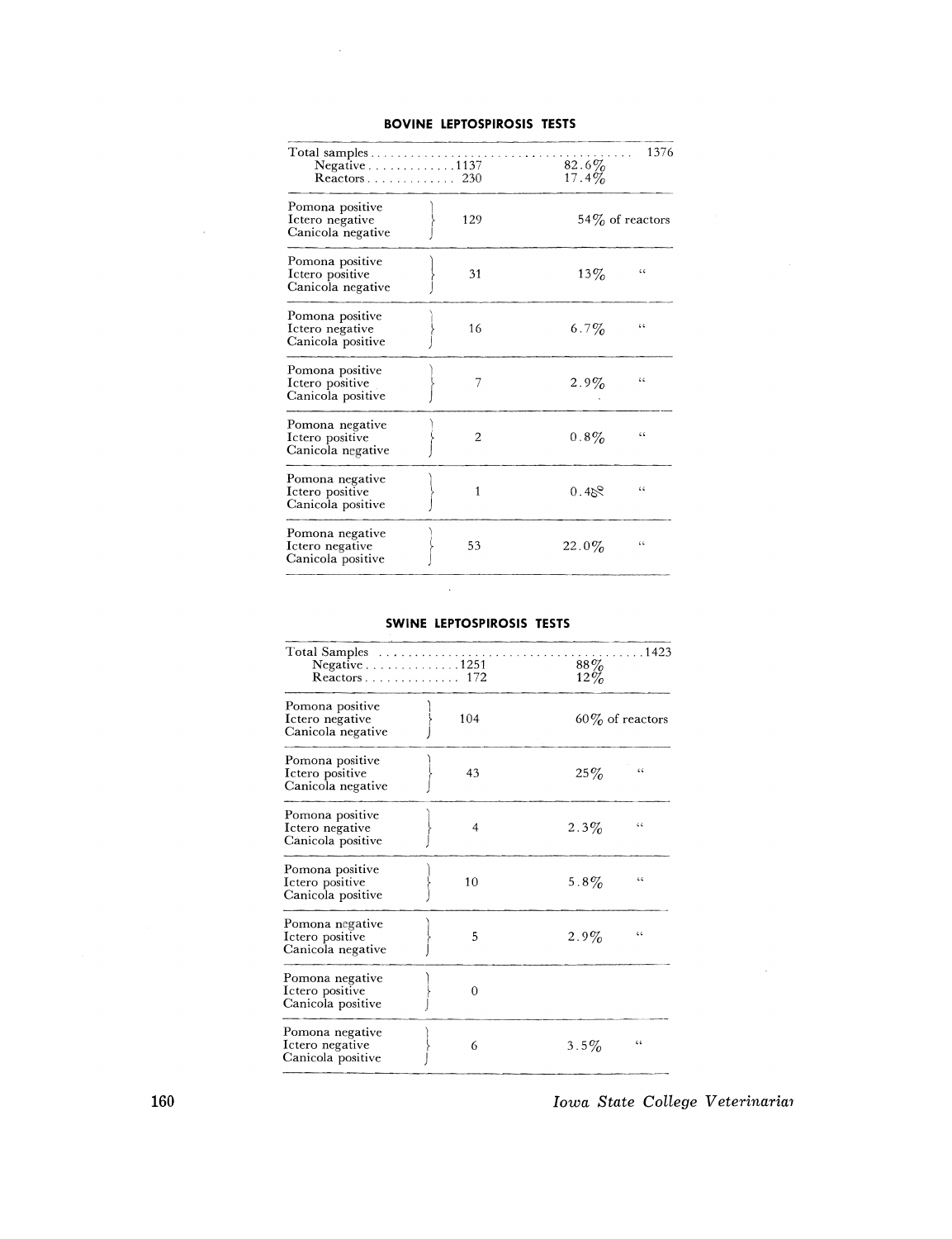**BOVINE LEPTOSPIROSIS TESTS**

| | | |
|---|---|---|
| Total samples | | 1376 |
| Negative | 1137 | 82.6% |
| Reactors | 230 | 17.4% |
| Pomona positive<br>Ictero negative<br>Canicola negative | 129 | 54% of reactors |
| Pomona positive<br>Ictero positive<br>Canicola negative | 31 | 13% " |
| Pomona positive<br>Ictero negative<br>Canicola positive | 16 | 6.7% " |
| Pomona positive<br>Ictero positive<br>Canicola positive | 7 | 2.9% " |
| Pomona negative<br>Ictero positive<br>Canicola negative | 2 | 0.8% " |
| Pomona negative<br>Ictero positive<br>Canicola positive | 1 | 0.4% " |
| Pomona negative<br>Ictero negative<br>Canicola positive | 53 | 22.0% " |

**SWINE LEPTOSPIROSIS TESTS**

| | | |
|---|---|---|
| Total Samples | | 1423 |
| Negative | 1251 | 88% |
| Reactors | 172 | 12% |
| Pomona positive<br>Ictero negative<br>Canicola negative | 104 | 60% of reactors |
| Pomona positive<br>Ictero positive<br>Canicola negative | 43 | 25% " |
| Pomona positive<br>Ictero negative<br>Canicola positive | 4 | 2.3% " |
| Pomona positive<br>Ictero positive<br>Canicola positive | 10 | 5.8% " |
| Pomona negative<br>Ictero positive<br>Canicola negative | 5 | 2.9% " |
| Pomona negative<br>Ictero positive<br>Canicola positive | 0 | |
| Pomona negative<br>Ictero negative<br>Canicola positive | 6 | 3.5% " |